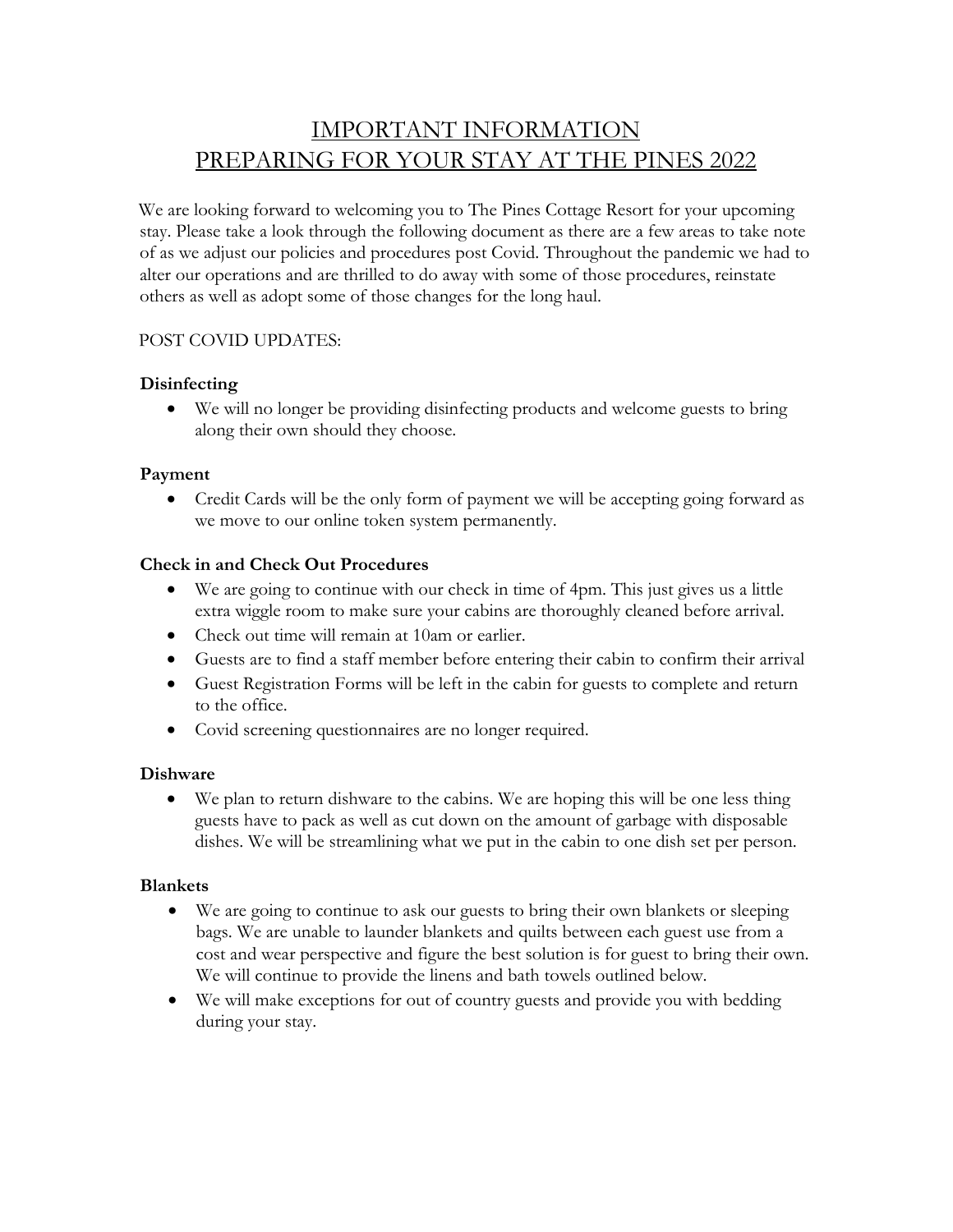# IMPORTANT INFORMATION
# PREPARING FOR YOUR STAY AT THE PINES 2022

We are looking forward to welcoming you to The Pines Cottage Resort for your upcoming stay. Please take a look through the following document as there are a few areas to take note of as we adjust our policies and procedures post Covid. Throughout the pandemic we had to alter our operations and are thrilled to do away with some of those procedures, reinstate others as well as adopt some of those changes for the long haul.

POST COVID UPDATES:

**Disinfecting**

- We will no longer be providing disinfecting products and welcome guests to bring along their own should they choose.

**Payment**

- Credit Cards will be the only form of payment we will be accepting going forward as we move to our online token system permanently.

**Check in and Check Out Procedures**

- We are going to continue with our check in time of 4pm. This just gives us a little extra wiggle room to make sure your cabins are thoroughly cleaned before arrival.
- Check out time will remain at 10am or earlier.
- Guests are to find a staff member before entering their cabin to confirm their arrival
- Guest Registration Forms will be left in the cabin for guests to complete and return to the office.
- Covid screening questionnaires are no longer required.

**Dishware**

- We plan to return dishware to the cabins. We are hoping this will be one less thing guests have to pack as well as cut down on the amount of garbage with disposable dishes. We will be streamlining what we put in the cabin to one dish set per person.

**Blankets**

- We are going to continue to ask our guests to bring their own blankets or sleeping bags. We are unable to launder blankets and quilts between each guest use from a cost and wear perspective and figure the best solution is for guest to bring their own. We will continue to provide the linens and bath towels outlined below.
- We will make exceptions for out of country guests and provide you with bedding during your stay.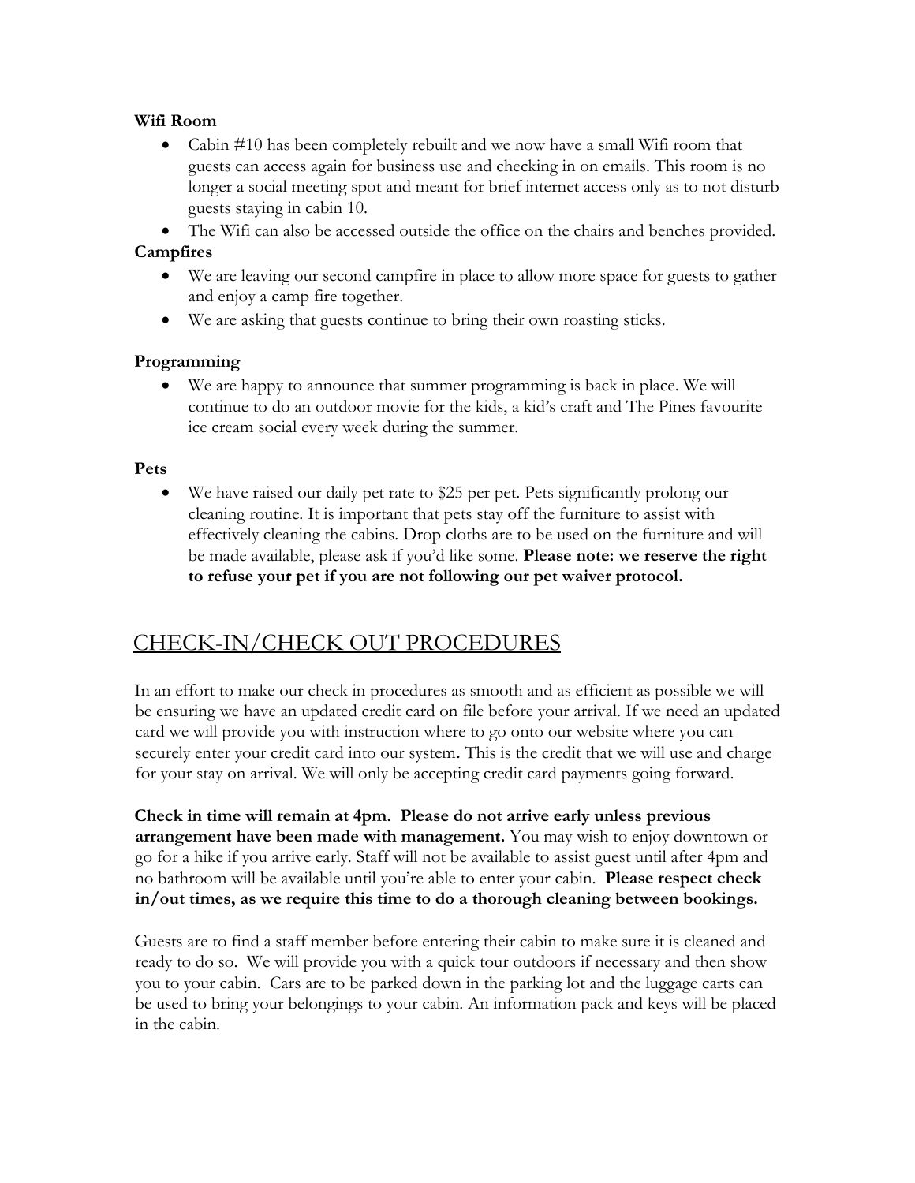**Wifi Room**

- Cabin #10 has been completely rebuilt and we now have a small Wifi room that guests can access again for business use and checking in on emails. This room is no longer a social meeting spot and meant for brief internet access only as to not disturb guests staying in cabin 10.
- The Wifi can also be accessed outside the office on the chairs and benches provided.

**Campfires**

- We are leaving our second campfire in place to allow more space for guests to gather and enjoy a camp fire together.
- We are asking that guests continue to bring their own roasting sticks.

**Programming**

- We are happy to announce that summer programming is back in place. We will continue to do an outdoor movie for the kids, a kid's craft and The Pines favourite ice cream social every week during the summer.

**Pets**

- We have raised our daily pet rate to $25 per pet. Pets significantly prolong our cleaning routine. It is important that pets stay off the furniture to assist with effectively cleaning the cabins. Drop cloths are to be used on the furniture and will be made available, please ask if you'd like some. **Please note: we reserve the right to refuse your pet if you are not following our pet waiver protocol.**

## CHECK-IN/CHECK OUT PROCEDURES

In an effort to make our check in procedures as smooth and as efficient as possible we will be ensuring we have an updated credit card on file before your arrival. If we need an updated card we will provide you with instruction where to go onto our website where you can securely enter your credit card into our system**.** This is the credit that we will use and charge for your stay on arrival. We will only be accepting credit card payments going forward.

**Check in time will remain at 4pm. Please do not arrive early unless previous arrangement have been made with management.** You may wish to enjoy downtown or go for a hike if you arrive early. Staff will not be available to assist guest until after 4pm and no bathroom will be available until you're able to enter your cabin. **Please respect check in/out times, as we require this time to do a thorough cleaning between bookings.**

Guests are to find a staff member before entering their cabin to make sure it is cleaned and ready to do so. We will provide you with a quick tour outdoors if necessary and then show you to your cabin. Cars are to be parked down in the parking lot and the luggage carts can be used to bring your belongings to your cabin. An information pack and keys will be placed in the cabin.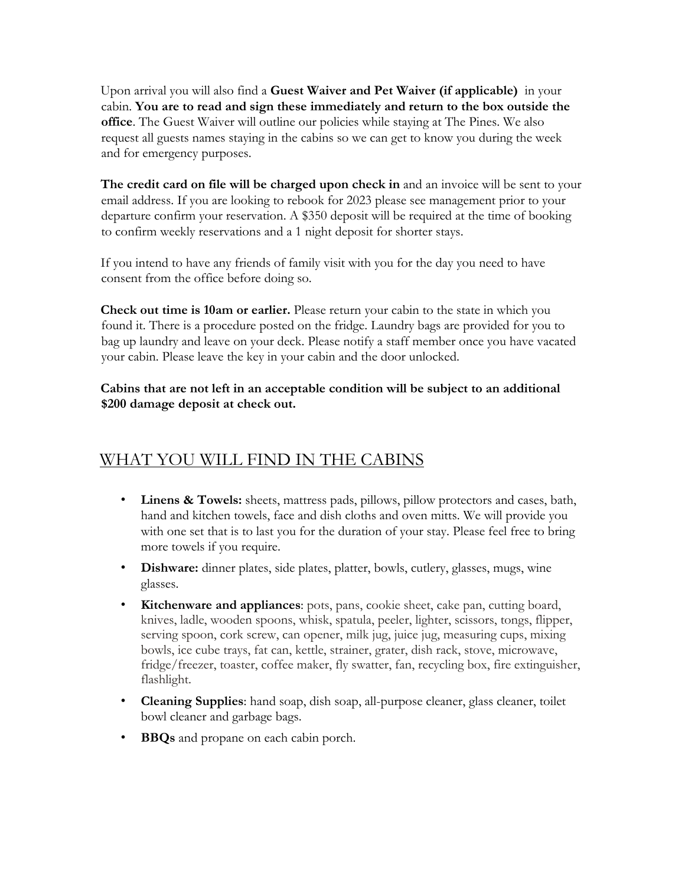Upon arrival you will also find a **Guest Waiver and Pet Waiver (if applicable)** in your cabin. **You are to read and sign these immediately and return to the box outside the office**. The Guest Waiver will outline our policies while staying at The Pines. We also request all guests names staying in the cabins so we can get to know you during the week and for emergency purposes.

**The credit card on file will be charged upon check in** and an invoice will be sent to your email address. If you are looking to rebook for 2023 please see management prior to your departure confirm your reservation. A $350 deposit will be required at the time of booking to confirm weekly reservations and a 1 night deposit for shorter stays.

If you intend to have any friends of family visit with you for the day you need to have consent from the office before doing so.

**Check out time is 10am or earlier.** Please return your cabin to the state in which you found it. There is a procedure posted on the fridge. Laundry bags are provided for you to bag up laundry and leave on your deck. Please notify a staff member once you have vacated your cabin. Please leave the key in your cabin and the door unlocked.

**Cabins that are not left in an acceptable condition will be subject to an additional $200 damage deposit at check out.**

## WHAT YOU WILL FIND IN THE CABINS

- **Linens & Towels:** sheets, mattress pads, pillows, pillow protectors and cases, bath, hand and kitchen towels, face and dish cloths and oven mitts. We will provide you with one set that is to last you for the duration of your stay. Please feel free to bring more towels if you require.
- **Dishware:** dinner plates, side plates, platter, bowls, cutlery, glasses, mugs, wine glasses.
- **Kitchenware and appliances**: pots, pans, cookie sheet, cake pan, cutting board, knives, ladle, wooden spoons, whisk, spatula, peeler, lighter, scissors, tongs, flipper, serving spoon, cork screw, can opener, milk jug, juice jug, measuring cups, mixing bowls, ice cube trays, fat can, kettle, strainer, grater, dish rack, stove, microwave, fridge/freezer, toaster, coffee maker, fly swatter, fan, recycling box, fire extinguisher, flashlight.
- **Cleaning Supplies**: hand soap, dish soap, all-purpose cleaner, glass cleaner, toilet bowl cleaner and garbage bags.
- **BBQs** and propane on each cabin porch.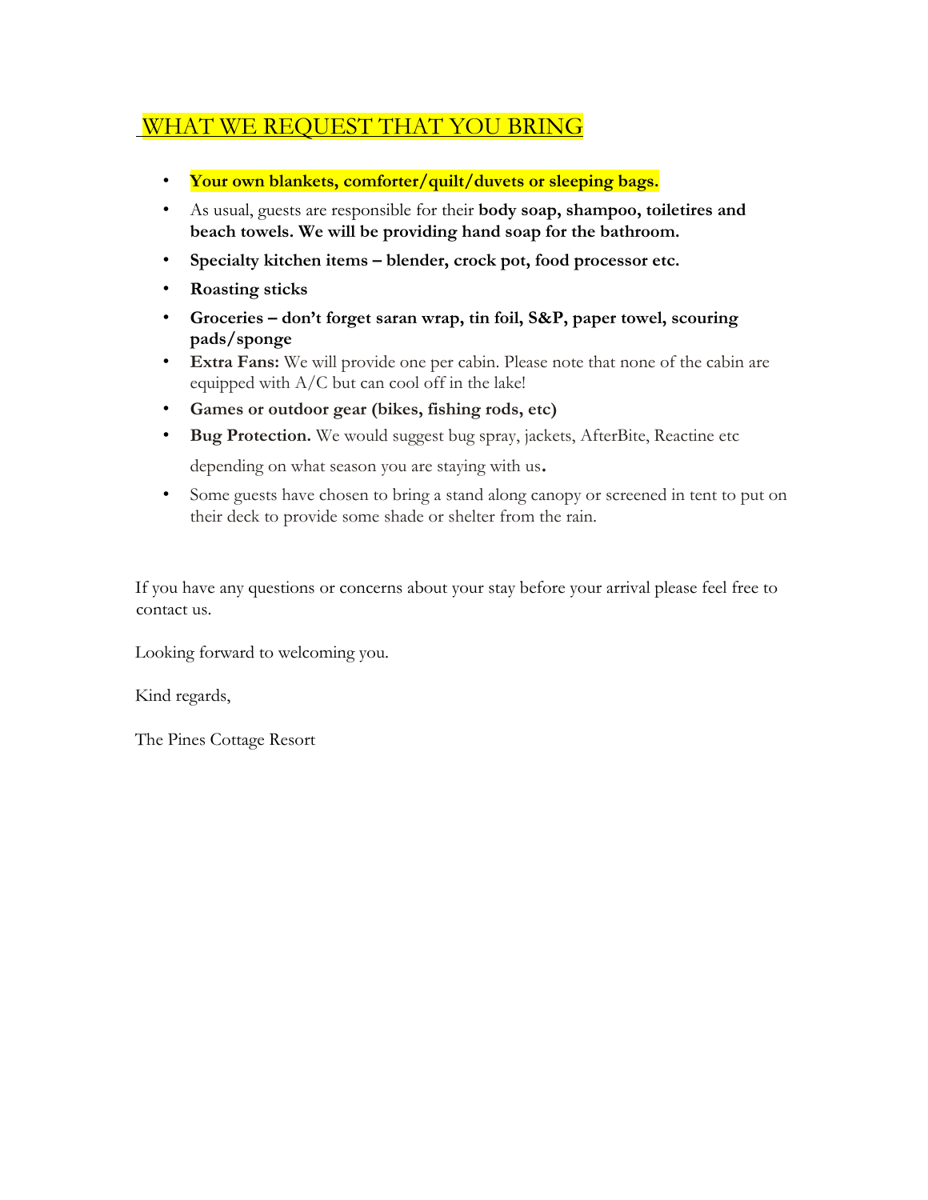## WHAT WE REQUEST THAT YOU BRING

- **Your own blankets, comforter/quilt/duvets or sleeping bags.**
- As usual, guests are responsible for their **body soap, shampoo, toiletires and beach towels. We will be providing hand soap for the bathroom.**
- **Specialty kitchen items – blender, crock pot, food processor etc.**
- **Roasting sticks**
- **Groceries – don't forget saran wrap, tin foil, S&P, paper towel, scouring pads/sponge**
- **Extra Fans:** We will provide one per cabin. Please note that none of the cabin are equipped with A/C but can cool off in the lake!
- **Games or outdoor gear (bikes, fishing rods, etc)**
- **Bug Protection.** We would suggest bug spray, jackets, AfterBite, Reactine etc depending on what season you are staying with us**.**
- Some guests have chosen to bring a stand along canopy or screened in tent to put on their deck to provide some shade or shelter from the rain.

If you have any questions or concerns about your stay before your arrival please feel free to contact us.

Looking forward to welcoming you.

Kind regards,

The Pines Cottage Resort